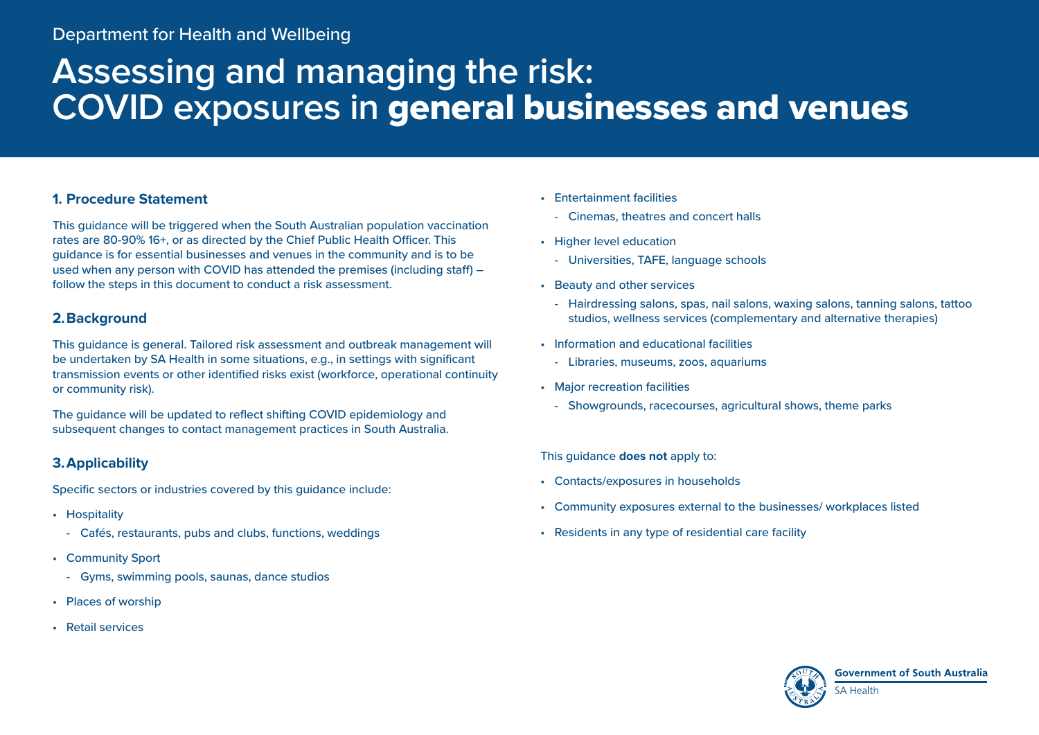Department for Health and Wellbeing

# Assessing and managing the risk: COVID exposures in **general businesses and venues**

## 1. Procedure Statement

This guidance will be triggered when the South Australian population vaccination rates are 80-90% 16+, or as directed by the Chief Public Health Officer. This guidance is for essential businesses and venues in the community and is to be used when any person with COVID has attended the premises (including staff) – follow the steps in this document to conduct a risk assessment.

## 2. Background

This guidance is general. Tailored risk assessment and outbreak management will be undertaken by SA Health in some situations, e.g., in settings with significant transmission events or other identified risks exist (workforce, operational continuity or community risk).

The guidance will be updated to reflect shifting COVID epidemiology and subsequent changes to contact management practices in South Australia.

## 3. Applicability

Specific sectors or industries covered by this guidance include:

- Hospitality
  - Cafés, restaurants, pubs and clubs, functions, weddings
- Community Sport
  - Gyms, swimming pools, saunas, dance studios
- Places of worship
- Retail services
- Entertainment facilities
  - Cinemas, theatres and concert halls
- Higher level education
  - Universities, TAFE, language schools
- Beauty and other services
  - Hairdressing salons, spas, nail salons, waxing salons, tanning salons, tattoo studios, wellness services (complementary and alternative therapies)
- Information and educational facilities
  - Libraries, museums, zoos, aquariums
- Major recreation facilities
  - Showgrounds, racecourses, agricultural shows, theme parks

This guidance **does not** apply to:

- Contacts/exposures in households
- Community exposures external to the businesses/ workplaces listed
- Residents in any type of residential care facility

Government of South Australia
SA Health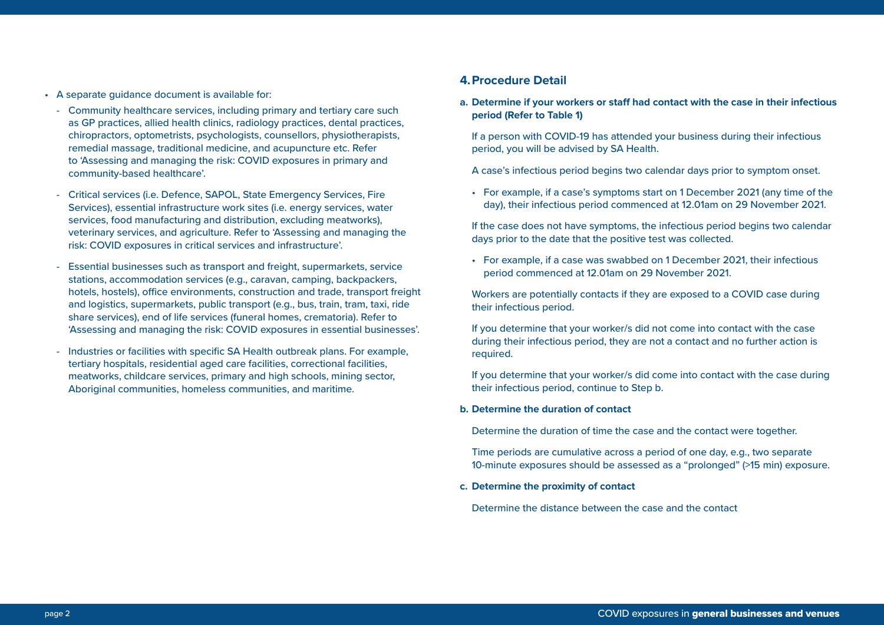- A separate guidance document is available for:
  - Community healthcare services, including primary and tertiary care such as GP practices, allied health clinics, radiology practices, dental practices, chiropractors, optometrists, psychologists, counsellors, physiotherapists, remedial massage, traditional medicine, and acupuncture etc. Refer to 'Assessing and managing the risk: COVID exposures in primary and community-based healthcare'.
  - Critical services (i.e. Defence, SAPOL, State Emergency Services, Fire Services), essential infrastructure work sites (i.e. energy services, water services, food manufacturing and distribution, excluding meatworks), veterinary services, and agriculture. Refer to 'Assessing and managing the risk: COVID exposures in critical services and infrastructure'.
  - Essential businesses such as transport and freight, supermarkets, service stations, accommodation services (e.g., caravan, camping, backpackers, hotels, hostels), office environments, construction and trade, transport freight and logistics, supermarkets, public transport (e.g., bus, train, tram, taxi, ride share services), end of life services (funeral homes, crematoria). Refer to 'Assessing and managing the risk: COVID exposures in essential businesses'.
  - Industries or facilities with specific SA Health outbreak plans. For example, tertiary hospitals, residential aged care facilities, correctional facilities, meatworks, childcare services, primary and high schools, mining sector, Aboriginal communities, homeless communities, and maritime.

## 4. Procedure Detail

**a. Determine if your workers or staff had contact with the case in their infectious period (Refer to Table 1)**

If a person with COVID-19 has attended your business during their infectious period, you will be advised by SA Health.

A case's infectious period begins two calendar days prior to symptom onset.

- For example, if a case's symptoms start on 1 December 2021 (any time of the day), their infectious period commenced at 12.01am on 29 November 2021.

If the case does not have symptoms, the infectious period begins two calendar days prior to the date that the positive test was collected.

- For example, if a case was swabbed on 1 December 2021, their infectious period commenced at 12.01am on 29 November 2021.

Workers are potentially contacts if they are exposed to a COVID case during their infectious period.

If you determine that your worker/s did not come into contact with the case during their infectious period, they are not a contact and no further action is required.

If you determine that your worker/s did come into contact with the case during their infectious period, continue to Step b.

**b. Determine the duration of contact**

Determine the duration of time the case and the contact were together.

Time periods are cumulative across a period of one day, e.g., two separate 10-minute exposures should be assessed as a "prolonged" (>15 min) exposure.

**c. Determine the proximity of contact**

Determine the distance between the case and the contact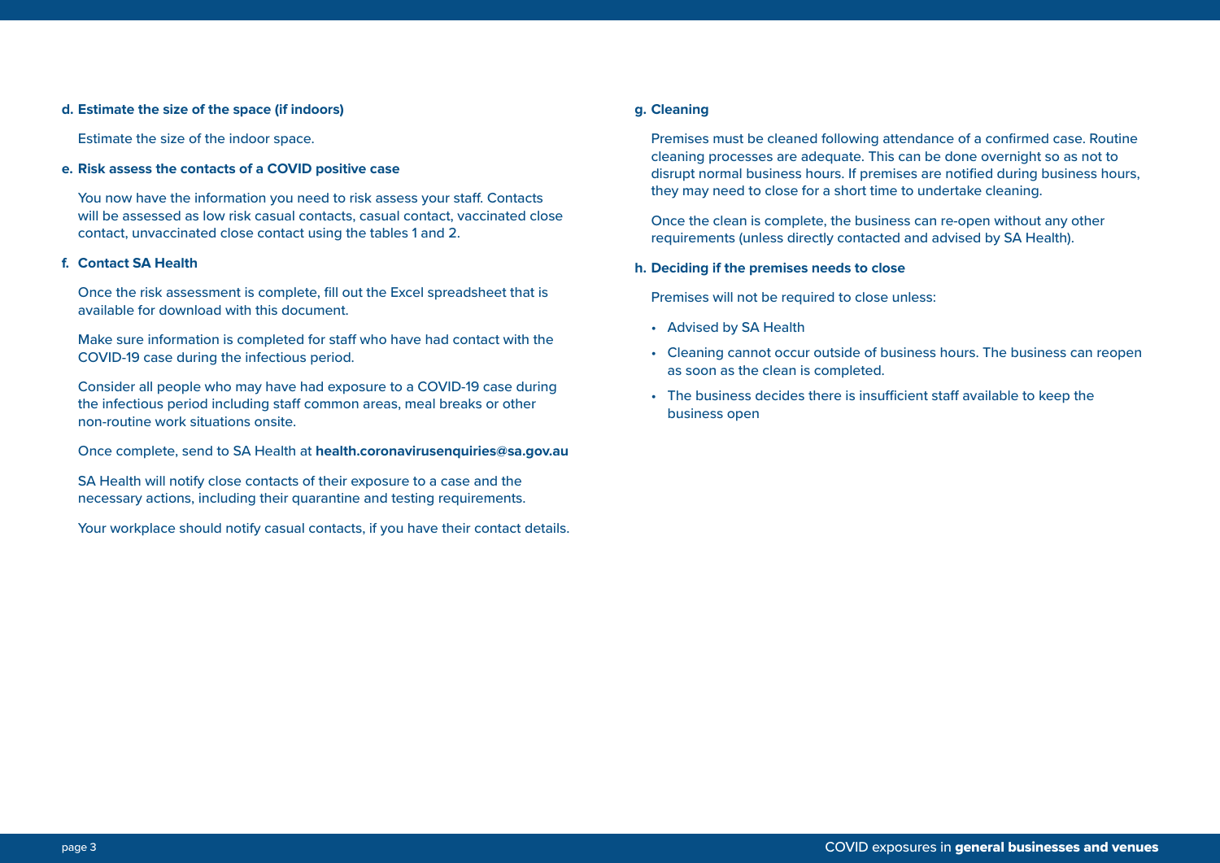**d. Estimate the size of the space (if indoors)**

Estimate the size of the indoor space.

**e. Risk assess the contacts of a COVID positive case**

You now have the information you need to risk assess your staff. Contacts will be assessed as low risk casual contacts, casual contact, vaccinated close contact, unvaccinated close contact using the tables 1 and 2.

**f. Contact SA Health**

Once the risk assessment is complete, fill out the Excel spreadsheet that is available for download with this document.

Make sure information is completed for staff who have had contact with the COVID-19 case during the infectious period.

Consider all people who may have had exposure to a COVID-19 case during the infectious period including staff common areas, meal breaks or other non-routine work situations onsite.

Once complete, send to SA Health at **health.coronavirusenquiries@sa.gov.au**

SA Health will notify close contacts of their exposure to a case and the necessary actions, including their quarantine and testing requirements.

Your workplace should notify casual contacts, if you have their contact details.

**g. Cleaning**

Premises must be cleaned following attendance of a confirmed case. Routine cleaning processes are adequate. This can be done overnight so as not to disrupt normal business hours. If premises are notified during business hours, they may need to close for a short time to undertake cleaning.

Once the clean is complete, the business can re-open without any other requirements (unless directly contacted and advised by SA Health).

**h. Deciding if the premises needs to close**

Premises will not be required to close unless:

- Advised by SA Health
- Cleaning cannot occur outside of business hours. The business can reopen as soon as the clean is completed.
- The business decides there is insufficient staff available to keep the business open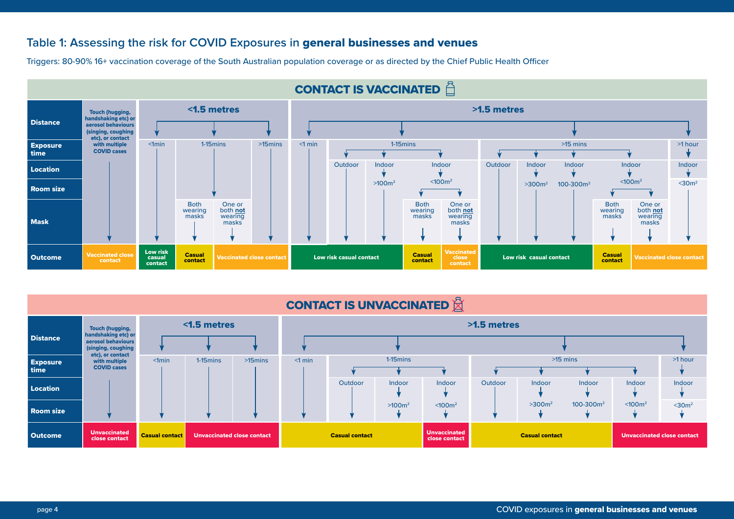## Table 1: Assessing the risk for COVID Exposures in **general businesses and venues**

Triggers: 80-90% 16+ vaccination coverage of the South Australian population coverage or as directed by the Chief Public Health Officer

### CONTACT IS VACCINATED

| Distance | Exposure time | Location | Room size | Mask | Outcome |
|---|---|---|---|---|---|
| Touch (hugging, handshaking etc) or aerosol behaviours (singing, coughing etc), or contact with multiple COVID cases | | | | | Vaccinated close contact |
| <1.5 metres | <1min | | | | Low risk casual contact |
| <1.5 metres | 1-15mins | | | Both wearing masks | Casual contact |
| <1.5 metres | 1-15mins | | | One or both **not** wearing masks | Vaccinated close contact |
| <1.5 metres | >15mins | | | | Vaccinated close contact |
| >1.5 metres | <1 min | | | | Low risk casual contact |
| >1.5 metres | 1-15mins | Outdoor | | | Low risk casual contact |
| >1.5 metres | 1-15mins | Indoor | >100m² | | Low risk casual contact |
| >1.5 metres | 1-15mins | Indoor | <100m² | Both wearing masks | Casual contact |
| >1.5 metres | 1-15mins | Indoor | <100m² | One or both **not** wearing masks | Vaccinated close contact |
| >1.5 metres | >15 mins | Outdoor | | | Low risk casual contact |
| >1.5 metres | >15 mins | Indoor | >300m² | | Low risk casual contact |
| >1.5 metres | >15 mins | Indoor | 100-300m² | | Low risk casual contact |
| >1.5 metres | >15 mins | Indoor | <100m² | Both wearing masks | Casual contact |
| >1.5 metres | >15 mins | Indoor | <100m² | One or both **not** wearing masks | Vaccinated close contact |
| >1.5 metres | >1 hour | Indoor | <30m² | | Vaccinated close contact |

### CONTACT IS UNVACCINATED

| Distance | Exposure time | Location | Room size | Outcome |
|---|---|---|---|---|
| Touch (hugging, handshaking etc) or aerosol behaviours (singing, coughing etc), or contact with multiple COVID cases | | | | Unvaccinated close contact |
| <1.5 metres | <1min | | | Casual contact |
| <1.5 metres | 1-15mins | | | Unvaccinated close contact |
| <1.5 metres | >15mins | | | Unvaccinated close contact |
| >1.5 metres | <1 min | | | Casual contact |
| >1.5 metres | 1-15mins | Outdoor | | Casual contact |
| >1.5 metres | 1-15mins | Indoor | >100m² | Casual contact |
| >1.5 metres | 1-15mins | Indoor | <100m² | Unvaccinated close contact |
| >1.5 metres | >15 mins | Outdoor | | Casual contact |
| >1.5 metres | >15 mins | Indoor | >300m² | Casual contact |
| >1.5 metres | >15 mins | Indoor | 100-300m² | Casual contact |
| >1.5 metres | >15 mins | Indoor | <100m² | Unvaccinated close contact |
| >1.5 metres | >1 hour | Indoor | <30m² | Unvaccinated close contact |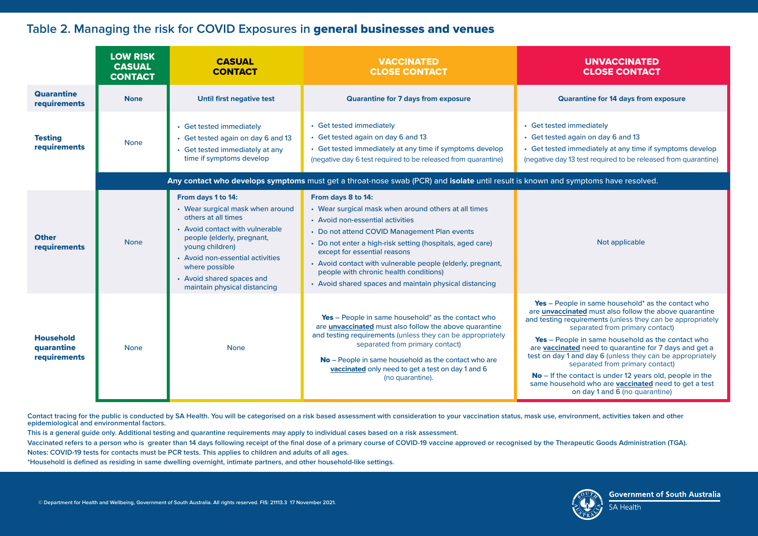## Table 2. Managing the risk for COVID Exposures in **general businesses and venues**

| | LOW RISK CASUAL CONTACT | CASUAL CONTACT | VACCINATED CLOSE CONTACT | UNVACCINATED CLOSE CONTACT |
|---|---|---|---|---|
| **Quarantine requirements** | **None** | **Until first negative test** | **Quarantine for 7 days from exposure** | **Quarantine for 14 days from exposure** |
| **Testing requirements** | None | • Get tested immediately<br>• Get tested again on day 6 and 13<br>• Get tested immediately at any time if symptoms develop | • Get tested immediately<br>• Get tested again on day 6 and 13<br>• Get tested immediately at any time if symptoms develop<br>(negative day 6 test required to be released from quarantine) | • Get tested immediately<br>• Get tested again on day 6 and 13<br>• Get tested immediately at any time if symptoms develop<br>(negative day 13 test required to be released from quarantine) |
| | **Any contact who develops symptoms** must get a throat-nose swab (PCR) and **isolate** until result is known and symptoms have resolved. | | | |
| **Other requirements** | None | **From days 1 to 14:**<br>• Wear surgical mask when around others at all times<br>• Avoid contact with vulnerable people (elderly, pregnant, young children)<br>• Avoid non-essential activities where possible<br>• Avoid shared spaces and maintain physical distancing | **From days 8 to 14:**<br>• Wear surgical mask when around others at all times<br>• Avoid non-essential activities<br>• Do not attend COVID Management Plan events<br>• Do not enter a high-risk setting (hospitals, aged care) except for essential reasons<br>• Avoid contact with vulnerable people (elderly, pregnant, people with chronic health conditions)<br>• Avoid shared spaces and maintain physical distancing | Not applicable |
| **Household quarantine requirements** | None | None | **Yes** – People in same household* as the contact who are **unvaccinated** must also follow the above quarantine and testing requirements (unless they can be appropriately separated from primary contact)<br>**No** – People in same household as the contact who are **vaccinated** only need to get a test on day 1 and 6 (no quarantine). | **Yes** – People in same household* as the contact who are **unvaccinated** must also follow the above quarantine and testing requirements (unless they can be appropriately separated from primary contact)<br>**Yes** – People in same household as the contact who are **vaccinated** need to quarantine for 7 days and get a test on day 1 and day 6 (unless they can be appropriately separated from primary contact)<br>**No** – If the contact is under 12 years old, people in the same household who are **vaccinated** need to get a test on day 1 and 6 (no quarantine) |

**Contact tracing for the public is conducted by SA Health. You will be categorised on a risk based assessment with consideration to your vaccination status, mask use, environment, activities taken and other epidemiological and environmental factors.**

**This is a general guide only. Additional testing and quarantine requirements may apply to individual cases based on a risk assessment.**

**Vaccinated refers to a person who is greater than 14 days following receipt of the final dose of a primary course of COVID-19 vaccine approved or recognised by the Therapeutic Goods Administration (TGA).**

**Notes: COVID-19 tests for contacts must be PCR tests. This applies to children and adults of all ages.**

**\*Household is defined as residing in same dwelling overnight, intimate partners, and other household-like settings.**

© Department for Health and Wellbeing, Government of South Australia. All rights reserved. FIS: 21113.3 17 November 2021.

Government of South Australia
SA Health